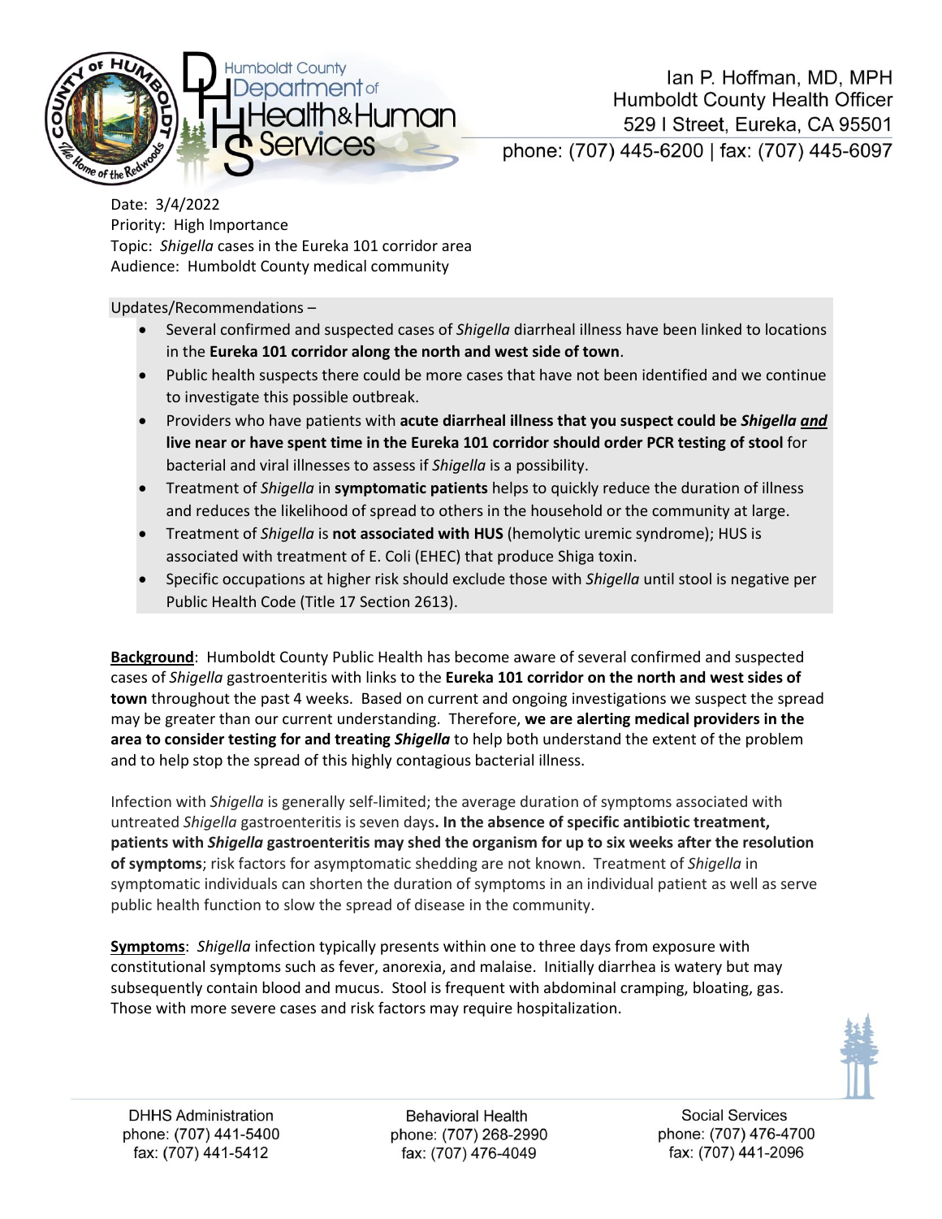Ian P. Hoffman, MD, MPH
Humboldt County Health Officer
529 I Street, Eureka, CA 95501
phone: (707) 445-6200 | fax: (707) 445-6097

Date: 3/4/2022
Priority: High Importance
Topic: *Shigella* cases in the Eureka 101 corridor area
Audience: Humboldt County medical community

Updates/Recommendations –

- Several confirmed and suspected cases of *Shigella* diarrheal illness have been linked to locations in the **Eureka 101 corridor along the north and west side of town**.
- Public health suspects there could be more cases that have not been identified and we continue to investigate this possible outbreak.
- Providers who have patients with **acute diarrheal illness that you suspect could be *Shigella* *and* live near or have spent time in the Eureka 101 corridor should order PCR testing of stool** for bacterial and viral illnesses to assess if *Shigella* is a possibility.
- Treatment of *Shigella* in **symptomatic patients** helps to quickly reduce the duration of illness and reduces the likelihood of spread to others in the household or the community at large.
- Treatment of *Shigella* is **not associated with HUS** (hemolytic uremic syndrome); HUS is associated with treatment of E. Coli (EHEC) that produce Shiga toxin.
- Specific occupations at higher risk should exclude those with *Shigella* until stool is negative per Public Health Code (Title 17 Section 2613).

**Background**: Humboldt County Public Health has become aware of several confirmed and suspected cases of *Shigella* gastroenteritis with links to the **Eureka 101 corridor on the north and west sides of town** throughout the past 4 weeks. Based on current and ongoing investigations we suspect the spread may be greater than our current understanding. Therefore, **we are alerting medical providers in the area to consider testing for and treating *Shigella*** to help both understand the extent of the problem and to help stop the spread of this highly contagious bacterial illness.

Infection with *Shigella* is generally self-limited; the average duration of symptoms associated with untreated *Shigella* gastroenteritis is seven days**. In the absence of specific antibiotic treatment, patients with *Shigella* gastroenteritis may shed the organism for up to six weeks after the resolution of symptoms**; risk factors for asymptomatic shedding are not known. Treatment of *Shigella* in symptomatic individuals can shorten the duration of symptoms in an individual patient as well as serve public health function to slow the spread of disease in the community.

**Symptoms**: *Shigella* infection typically presents within one to three days from exposure with constitutional symptoms such as fever, anorexia, and malaise. Initially diarrhea is watery but may subsequently contain blood and mucus. Stool is frequent with abdominal cramping, bloating, gas. Those with more severe cases and risk factors may require hospitalization.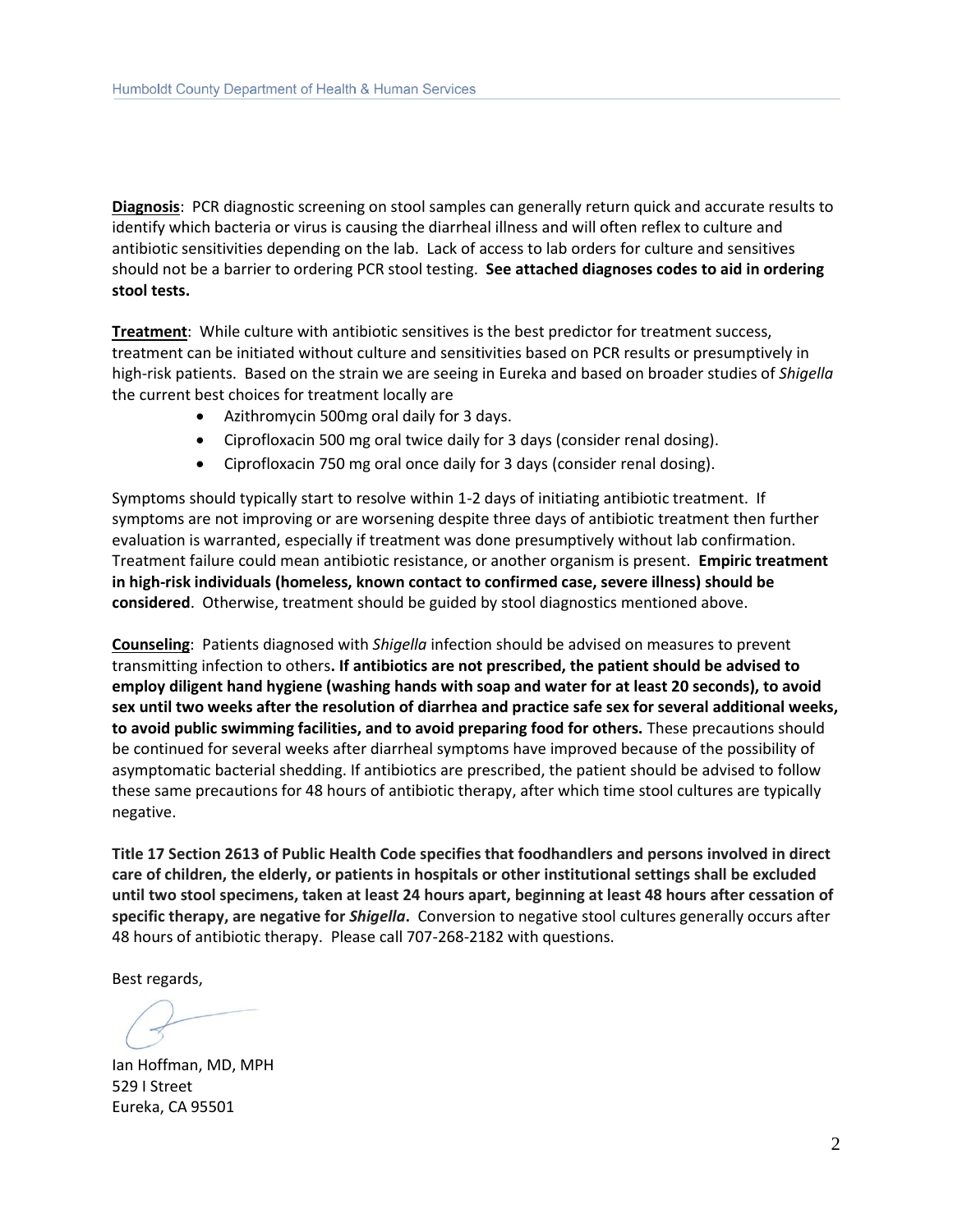**Diagnosis**: PCR diagnostic screening on stool samples can generally return quick and accurate results to identify which bacteria or virus is causing the diarrheal illness and will often reflex to culture and antibiotic sensitivities depending on the lab. Lack of access to lab orders for culture and sensitives should not be a barrier to ordering PCR stool testing. **See attached diagnoses codes to aid in ordering stool tests.**

**Treatment**: While culture with antibiotic sensitives is the best predictor for treatment success, treatment can be initiated without culture and sensitivities based on PCR results or presumptively in high-risk patients. Based on the strain we are seeing in Eureka and based on broader studies of *Shigella* the current best choices for treatment locally are

- Azithromycin 500mg oral daily for 3 days.
- Ciprofloxacin 500 mg oral twice daily for 3 days (consider renal dosing).
- Ciprofloxacin 750 mg oral once daily for 3 days (consider renal dosing).

Symptoms should typically start to resolve within 1-2 days of initiating antibiotic treatment. If symptoms are not improving or are worsening despite three days of antibiotic treatment then further evaluation is warranted, especially if treatment was done presumptively without lab confirmation. Treatment failure could mean antibiotic resistance, or another organism is present. **Empiric treatment in high-risk individuals (homeless, known contact to confirmed case, severe illness) should be considered**. Otherwise, treatment should be guided by stool diagnostics mentioned above.

**Counseling**: Patients diagnosed with *Shigella* infection should be advised on measures to prevent transmitting infection to others**. If antibiotics are not prescribed, the patient should be advised to employ diligent hand hygiene (washing hands with soap and water for at least 20 seconds), to avoid sex until two weeks after the resolution of diarrhea and practice safe sex for several additional weeks, to avoid public swimming facilities, and to avoid preparing food for others.** These precautions should be continued for several weeks after diarrheal symptoms have improved because of the possibility of asymptomatic bacterial shedding. If antibiotics are prescribed, the patient should be advised to follow these same precautions for 48 hours of antibiotic therapy, after which time stool cultures are typically negative.

**Title 17 Section 2613 of Public Health Code specifies that foodhandlers and persons involved in direct care of children, the elderly, or patients in hospitals or other institutional settings shall be excluded until two stool specimens, taken at least 24 hours apart, beginning at least 48 hours after cessation of specific therapy, are negative for *Shigella*.** Conversion to negative stool cultures generally occurs after 48 hours of antibiotic therapy. Please call 707-268-2182 with questions.

Best regards,

Ian Hoffman, MD, MPH
529 I Street
Eureka, CA 95501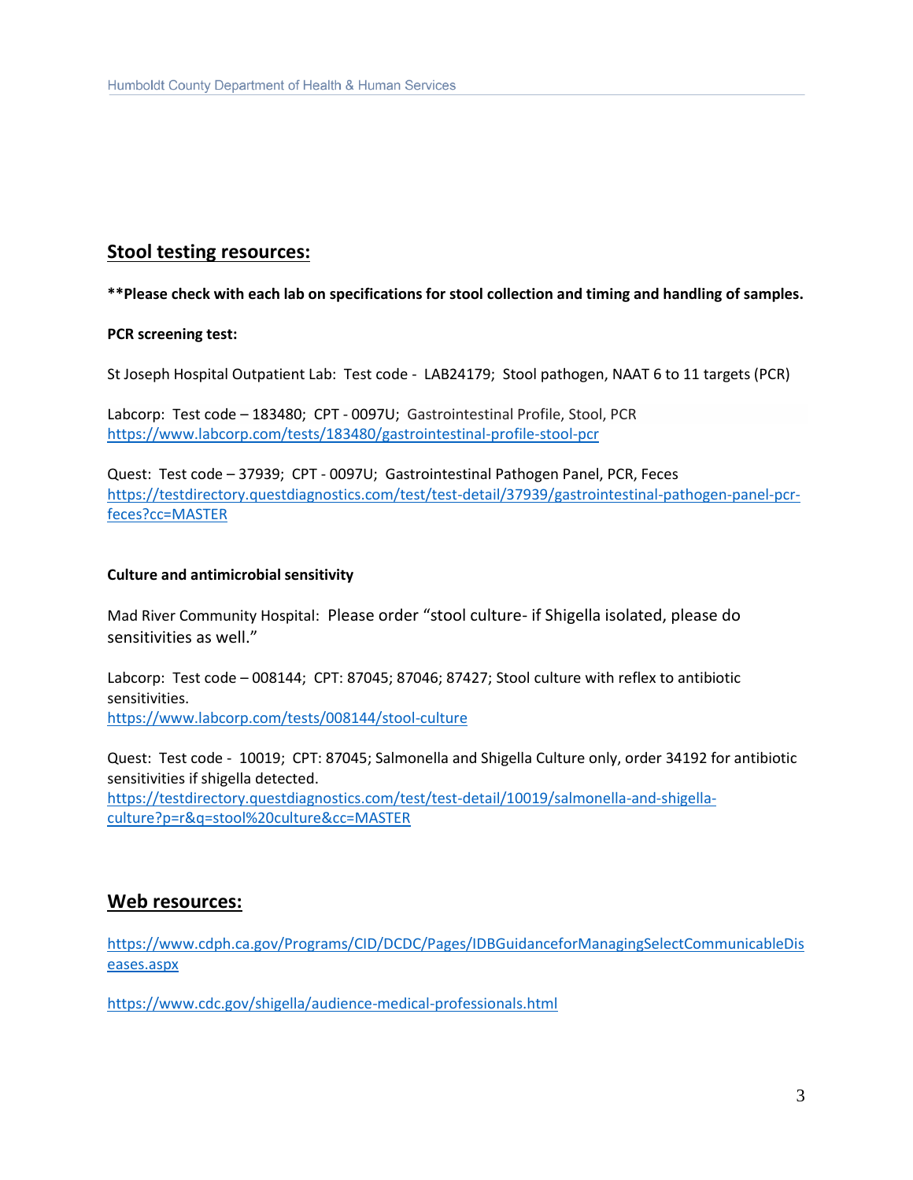## Stool testing resources:

**\*\*Please check with each lab on specifications for stool collection and timing and handling of samples.**

**PCR screening test:**

St Joseph Hospital Outpatient Lab: Test code - LAB24179; Stool pathogen, NAAT 6 to 11 targets (PCR)

Labcorp: Test code – 183480; CPT - 0097U; Gastrointestinal Profile, Stool, PCR
https://www.labcorp.com/tests/183480/gastrointestinal-profile-stool-pcr

Quest: Test code – 37939; CPT - 0097U; Gastrointestinal Pathogen Panel, PCR, Feces
https://testdirectory.questdiagnostics.com/test/test-detail/37939/gastrointestinal-pathogen-panel-pcr-feces?cc=MASTER

**Culture and antimicrobial sensitivity**

Mad River Community Hospital: Please order "stool culture- if Shigella isolated, please do sensitivities as well."

Labcorp: Test code – 008144; CPT: 87045; 87046; 87427; Stool culture with reflex to antibiotic sensitivities.
https://www.labcorp.com/tests/008144/stool-culture

Quest: Test code - 10019; CPT: 87045; Salmonella and Shigella Culture only, order 34192 for antibiotic sensitivities if shigella detected.
https://testdirectory.questdiagnostics.com/test/test-detail/10019/salmonella-and-shigella-culture?p=r&q=stool%20culture&cc=MASTER

## Web resources:

https://www.cdph.ca.gov/Programs/CID/DCDC/Pages/IDBGuidanceforManagingSelectCommunicableDiseases.aspx

https://www.cdc.gov/shigella/audience-medical-professionals.html